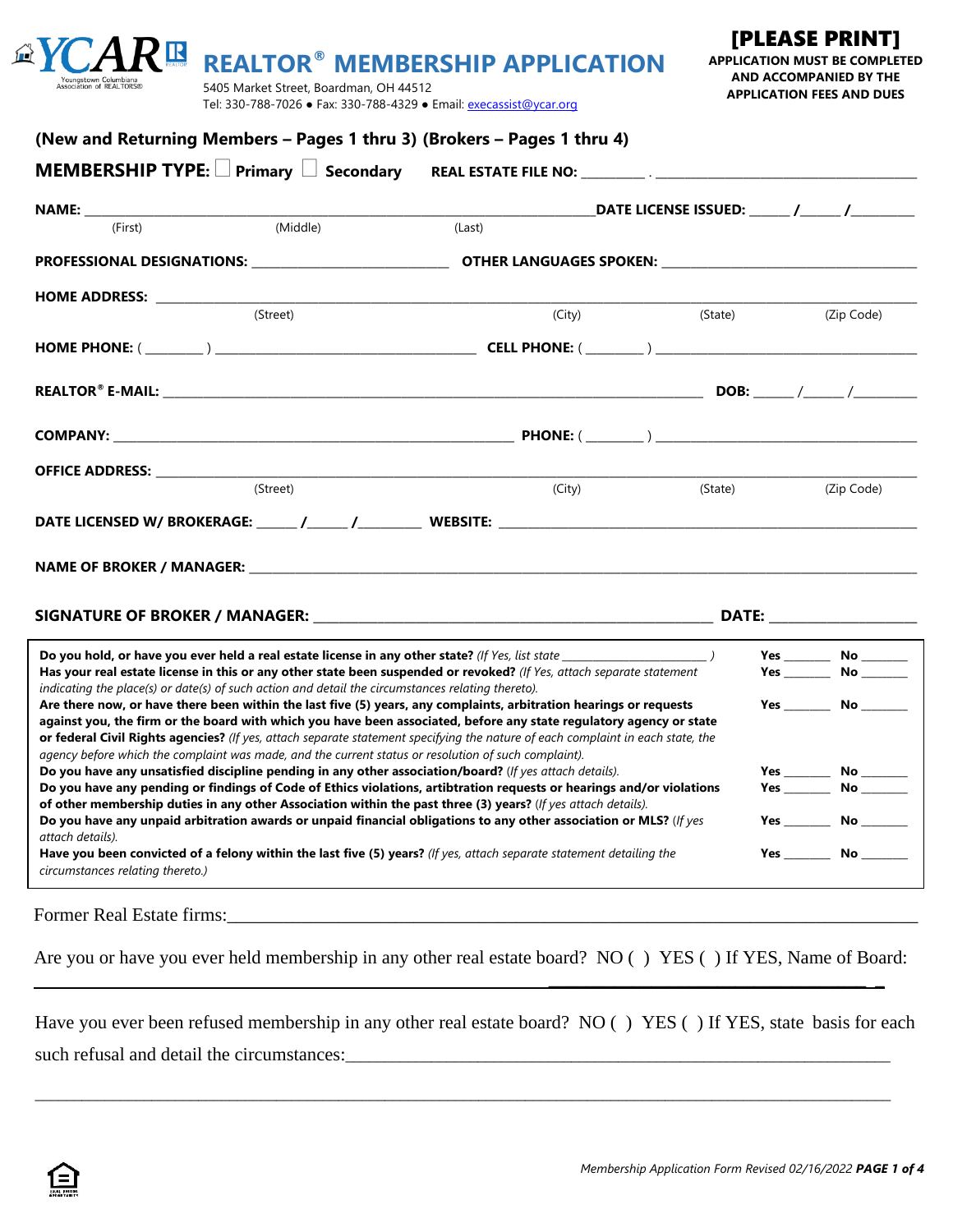# YCAR REALTOR® MEMBERSHIP APPLICATION

Youngstown Columbiana Association of REALTORS®

5405 Market Street, Boardman, OH 44512
Tel: 330-788-7026 ● Fax: 330-788-4329 ● Email: execassist@ycar.org

**[PLEASE PRINT]**
**APPLICATION MUST BE COMPLETED AND ACCOMPANIED BY THE APPLICATION FEES AND DUES**

## (New and Returning Members – Pages 1 thru 3) (Brokers – Pages 1 thru 4)

**MEMBERSHIP TYPE:** ☐ **Primary** ☐ **Secondary** **REAL ESTATE FILE NO:** _________ . ______________________________________

**NAME:** _______________________________________________________________________ **DATE LICENSED ISSUED:** ______ /______ /__________
(First) (Middle) (Last)

**PROFESSIONAL DESIGNATIONS:** ___________________________ **OTHER LANGUAGES SPOKEN:** ____________________________________

**HOME ADDRESS:** ______________________________________________________________________________________________
(Street) (City) (State) (Zip Code)

**HOME PHONE:** ( ________ ) _____________________________________ **CELL PHONE:** ( ________ ) ____________________________________

**REALTOR® E-MAIL:** ____________________________________________________________________________ **DOB:** ______ /______ /__________

**COMPANY:** ________________________________________________________ **PHONE:** ( ________ ) ____________________________________

**OFFICE ADDRESS:** _____________________________________________________________________________________________
(Street) (City) (State) (Zip Code)

**DATE LICENSED W/ BROKERAGE:** ______ /______ /_________ **WEBSITE:** __________________________________________________________

**NAME OF BROKER / MANAGER:** ____________________________________________________________________________________

**SIGNATURE OF BROKER / MANAGER:** _______________________________________________________ **DATE:** ____________________

| | | |
|---|---|---|
| **Do you hold, or have you ever held a real estate license in any other state?** *(If Yes, list state ________________________ )* | **Yes** _______ | **No** _______ |
| **Has your real estate license in this or any other state been suspended or revoked?** *(If Yes, attach separate statement indicating the place(s) or date(s) of such action and detail the circumstances relating thereto).* | **Yes** _______ | **No** _______ |
| **Are there now, or have there been within the last five (5) years, any complaints, arbitration hearings or requests against you, the firm or the board with which you have been associated, before any state regulatory agency or state or federal Civil Rights agencies?** *(If yes, attach separate statement specifying the nature of each complaint in each state, the agency before which the complaint was made, and the current status or resolution of such complaint).* | **Yes** _______ | **No** _______ |
| **Do you have any unsatisfied discipline pending in any other association/board?** *(If yes attach details).* | **Yes** _______ | **No** _______ |
| **Do you have any pending or findings of Code of Ethics violations, arbitration requests or hearings and/or violations of other membership duties in any other Association within the past three (3) years?** *(If yes attach details).* | **Yes** _______ | **No** _______ |
| **Do you have any unpaid arbitration awards or unpaid financial obligations to any other association or MLS?** *(If yes attach details).* | **Yes** _______ | **No** _______ |
| **Have you been convicted of a felony within the last five (5) years?** *(If yes, attach separate statement detailing the circumstances relating thereto.)* | **Yes** _______ | **No** _______ |

Former Real Estate firms:_____________________________________________________________________________

Are you or have you ever held membership in any other real estate board? NO ( ) YES ( ) If YES, Name of Board:
_________________________________________________________________________________________________

Have you ever been refused membership in any other real estate board? NO ( ) YES ( ) If YES, state basis for each such refusal and detail the circumstances:_____________________________________________________________

_________________________________________________________________________________________________

*Membership Application Form Revised 02/16/2022*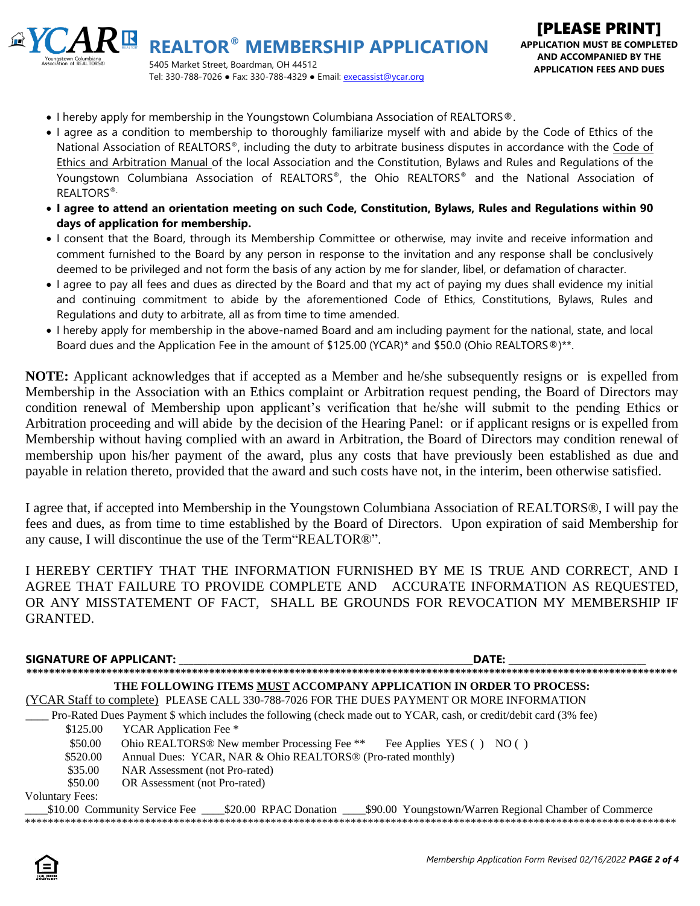# REALTOR® MEMBERSHIP APPLICATION

5405 Market Street, Boardman, OH 44512
Tel: 330-788-7026 ● Fax: 330-788-4329 ● Email: execassist@ycar.org

**[PLEASE PRINT]**
**APPLICATION MUST BE COMPLETED AND ACCOMPANIED BY THE APPLICATION FEES AND DUES**

- I hereby apply for membership in the Youngstown Columbiana Association of REALTORS®.
- I agree as a condition to membership to thoroughly familiarize myself with and abide by the Code of Ethics of the National Association of REALTORS®, including the duty to arbitrate business disputes in accordance with the Code of Ethics and Arbitration Manual of the local Association and the Constitution, Bylaws and Rules and Regulations of the Youngstown Columbiana Association of REALTORS®, the Ohio REALTORS® and the National Association of REALTORS®.
- **I agree to attend an orientation meeting on such Code, Constitution, Bylaws, Rules and Regulations within 90 days of application for membership.**
- I consent that the Board, through its Membership Committee or otherwise, may invite and receive information and comment furnished to the Board by any person in response to the invitation and any response shall be conclusively deemed to be privileged and not form the basis of any action by me for slander, libel, or defamation of character.
- I agree to pay all fees and dues as directed by the Board and that my act of paying my dues shall evidence my initial and continuing commitment to abide by the aforementioned Code of Ethics, Constitutions, Bylaws, Rules and Regulations and duty to arbitrate, all as from time to time amended.
- I hereby apply for membership in the above-named Board and am including payment for the national, state, and local Board dues and the Application Fee in the amount of $125.00 (YCAR)* and $50.0 (Ohio REALTORS®)**.

**NOTE:** Applicant acknowledges that if accepted as a Member and he/she subsequently resigns or is expelled from Membership in the Association with an Ethics complaint or Arbitration request pending, the Board of Directors may condition renewal of Membership upon applicant's verification that he/she will submit to the pending Ethics or Arbitration proceeding and will abide by the decision of the Hearing Panel: or if applicant resigns or is expelled from Membership without having complied with an award in Arbitration, the Board of Directors may condition renewal of membership upon his/her payment of the award, plus any costs that have previously been established as due and payable in relation thereto, provided that the award and such costs have not, in the interim, been otherwise satisfied.

I agree that, if accepted into Membership in the Youngstown Columbiana Association of REALTORS®, I will pay the fees and dues, as from time to time established by the Board of Directors. Upon expiration of said Membership for any cause, I will discontinue the use of the Term"REALTOR®".

I HEREBY CERTIFY THAT THE INFORMATION FURNISHED BY ME IS TRUE AND CORRECT, AND I AGREE THAT FAILURE TO PROVIDE COMPLETE AND ACCURATE INFORMATION AS REQUESTED, OR ANY MISSTATEMENT OF FACT, SHALL BE GROUNDS FOR REVOCATION MY MEMBERSHIP IF GRANTED.

**SIGNATURE OF APPLICANT:** ______________________________ **DATE:** ____________________

**************************************************************************************************************

**THE FOLLOWING ITEMS MUST ACCOMPANY APPLICATION IN ORDER TO PROCESS:**

(YCAR Staff to complete) PLEASE CALL 330-788-7026 FOR THE DUES PAYMENT OR MORE INFORMATION

____ Pro-Rated Dues Payment $ which includes the following (check made out to YCAR, cash, or credit/debit card (3% fee)

| | |
|---|---|
| $125.00 | YCAR Application Fee * |
| $50.00 | Ohio REALTORS® New member Processing Fee ** Fee Applies YES ( ) NO ( ) |
| $520.00 | Annual Dues: YCAR, NAR & Ohio REALTORS® (Pro-rated monthly) |
| $35.00 | NAR Assessment (not Pro-rated) |
| $50.00 | OR Assessment (not Pro-rated) |

Voluntary Fees:

____$10.00 Community Service Fee ____$20.00 RPAC Donation ____$90.00 Youngstown/Warren Regional Chamber of Commerce

**************************************************************************************************************

*Membership Application Form Revised 02/16/2022*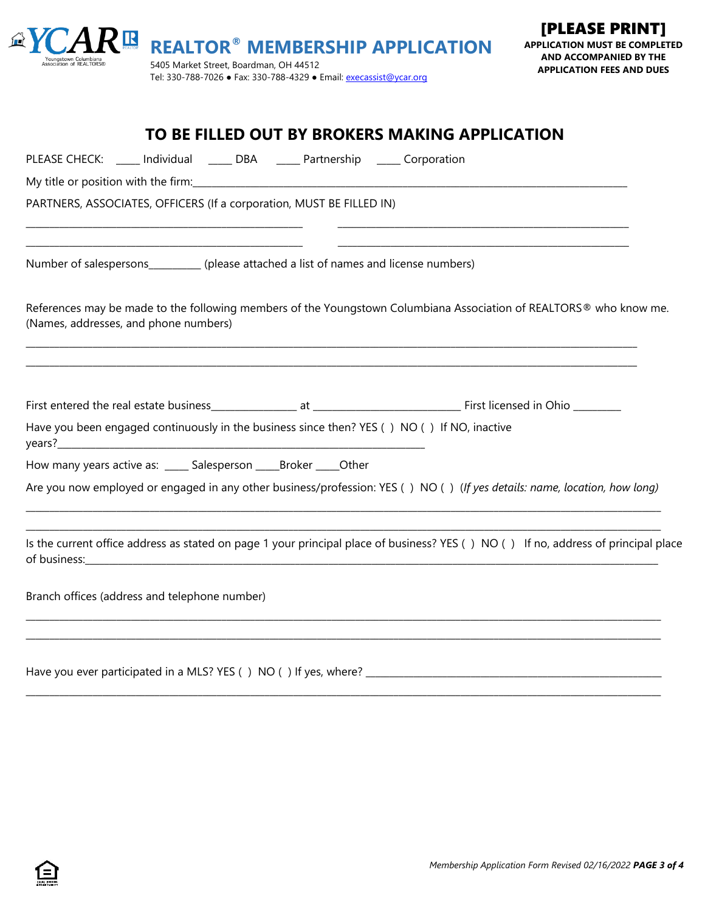YCAR Youngstown Columbiana Association of REALTORS®

# REALTOR® MEMBERSHIP APPLICATION

5405 Market Street, Boardman, OH 44512
Tel: 330-788-7026 ● Fax: 330-788-4329 ● Email: execassist@ycar.org

**[PLEASE PRINT]**
**APPLICATION MUST BE COMPLETED AND ACCOMPANIED BY THE APPLICATION FEES AND DUES**

## TO BE FILLED OUT BY BROKERS MAKING APPLICATION

PLEASE CHECK: ____ Individual ____ DBA ____ Partnership ____ Corporation

My title or position with the firm:________________________________________________________________________

PARTNERS, ASSOCIATES, OFFICERS (If a corporation, MUST BE FILLED IN)

________________________________________________    ________________________________________________

________________________________________________    ________________________________________________

Number of salespersons_________ (please attached a list of names and license numbers)

References may be made to the following members of the Youngstown Columbiana Association of REALTORS® who know me. (Names, addresses, and phone numbers)

______________________________________________________________________________________________________

______________________________________________________________________________________________________

First entered the real estate business______________ at _________________________ First licensed in Ohio ________

Have you been engaged continuously in the business since then? YES ( ) NO ( ) If NO, inactive years?_____________________________________________________________

How many years active as: ____ Salesperson ____Broker ____Other

Are you now employed or engaged in any other business/profession: YES ( ) NO ( ) (*If yes details: name, location, how long)*

______________________________________________________________________________________________________

______________________________________________________________________________________________________

Is the current office address as stated on page 1 your principal place of business? YES ( ) NO ( ) If no, address of principal place of business:__________________________________________________________________________________

Branch offices (address and telephone number)

______________________________________________________________________________________________________

______________________________________________________________________________________________________

Have you ever participated in a MLS? YES ( ) NO ( ) If yes, where? ______________________________________________

______________________________________________________________________________________________________

*Membership Application Form Revised 02/16/2022*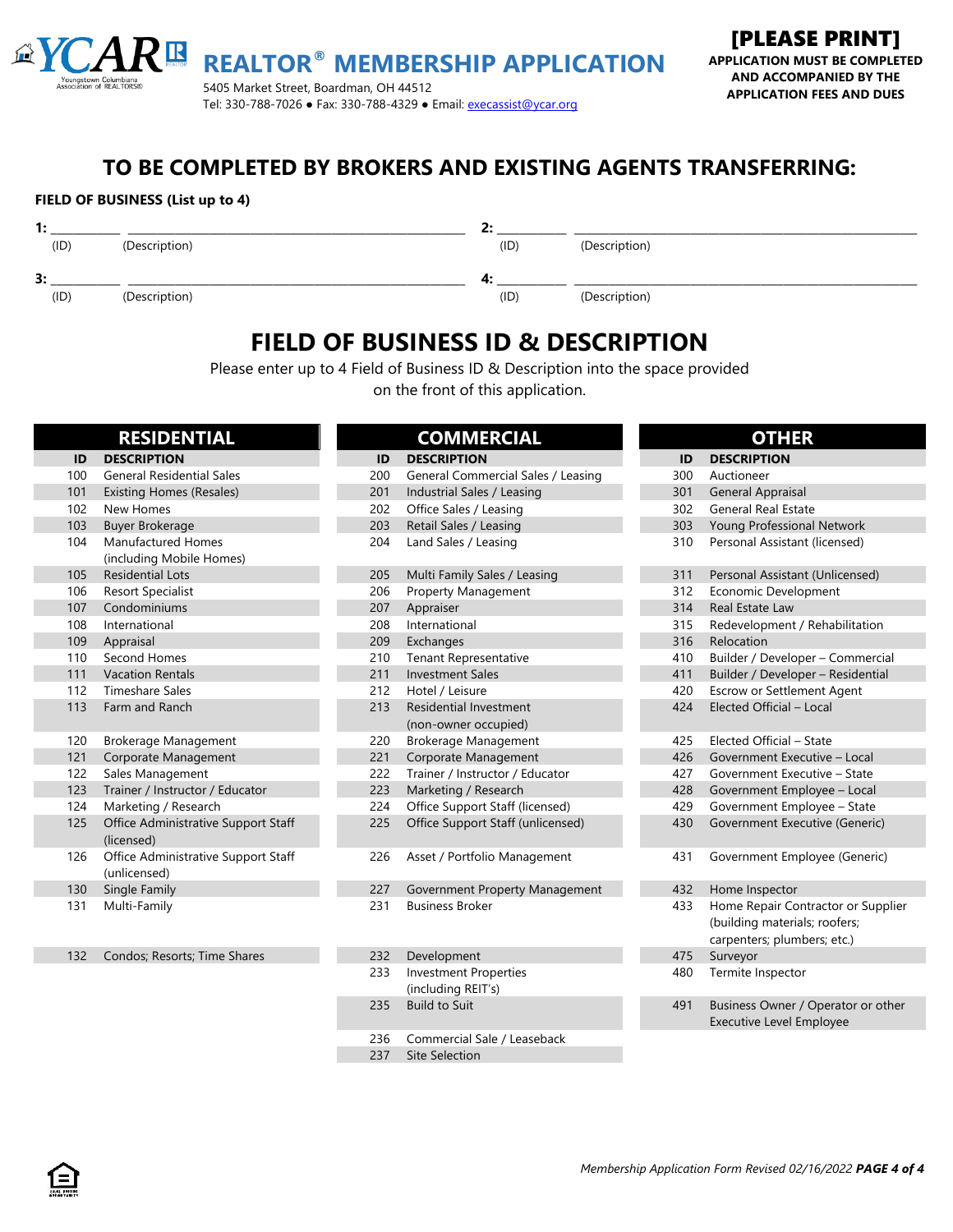# YCAR REALTOR® MEMBERSHIP APPLICATION

5405 Market Street, Boardman, OH 44512
Tel: 330-788-7026 ● Fax: 330-788-4329 ● Email: execassist@ycar.org

**[PLEASE PRINT]**
**APPLICATION MUST BE COMPLETED AND ACCOMPANIED BY THE APPLICATION FEES AND DUES**

## TO BE COMPLETED BY BROKERS AND EXISTING AGENTS TRANSFERRING:

**FIELD OF BUSINESS (List up to 4)**

1: __________ (ID) ______________________________ (Description)

2: __________ (ID) ______________________________ (Description)

3: __________ (ID) ______________________________ (Description)

4: __________ (ID) ______________________________ (Description)

## FIELD OF BUSINESS ID & DESCRIPTION

Please enter up to 4 Field of Business ID & Description into the space provided on the front of this application.

### RESIDENTIAL

| ID | DESCRIPTION |
|---|---|
| 100 | General Residential Sales |
| 101 | Existing Homes (Resales) |
| 102 | New Homes |
| 103 | Buyer Brokerage |
| 104 | Manufactured Homes (including Mobile Homes) |
| 105 | Residential Lots |
| 106 | Resort Specialist |
| 107 | Condominiums |
| 108 | International |
| 109 | Appraisal |
| 110 | Second Homes |
| 111 | Vacation Rentals |
| 112 | Timeshare Sales |
| 113 | Farm and Ranch |
| 120 | Brokerage Management |
| 121 | Corporate Management |
| 122 | Sales Management |
| 123 | Trainer / Instructor / Educator |
| 124 | Marketing / Research |
| 125 | Office Administrative Support Staff (licensed) |
| 126 | Office Administrative Support Staff (unlicensed) |
| 130 | Single Family |
| 131 | Multi-Family |
| 132 | Condos; Resorts; Time Shares |

### COMMERCIAL

| ID | DESCRIPTION |
|---|---|
| 200 | General Commercial Sales / Leasing |
| 201 | Industrial Sales / Leasing |
| 202 | Office Sales / Leasing |
| 203 | Retail Sales / Leasing |
| 204 | Land Sales / Leasing |
| 205 | Multi Family Sales / Leasing |
| 206 | Property Management |
| 207 | Appraiser |
| 208 | International |
| 209 | Exchanges |
| 210 | Tenant Representative |
| 211 | Investment Sales |
| 212 | Hotel / Leisure |
| 213 | Residential Investment (non-owner occupied) |
| 220 | Brokerage Management |
| 221 | Corporate Management |
| 222 | Trainer / Instructor / Educator |
| 223 | Marketing / Research |
| 224 | Office Support Staff (licensed) |
| 225 | Office Support Staff (unlicensed) |
| 226 | Asset / Portfolio Management |
| 227 | Government Property Management |
| 231 | Business Broker |
| 232 | Development |
| 233 | Investment Properties (including REIT's) |
| 235 | Build to Suit |
| 236 | Commercial Sale / Leaseback |
| 237 | Site Selection |

### OTHER

| ID | DESCRIPTION |
|---|---|
| 300 | Auctioneer |
| 301 | General Appraisal |
| 302 | General Real Estate |
| 303 | Young Professional Network |
| 310 | Personal Assistant (licensed) |
| 311 | Personal Assistant (Unlicensed) |
| 312 | Economic Development |
| 314 | Real Estate Law |
| 315 | Redevelopment / Rehabilitation |
| 316 | Relocation |
| 410 | Builder / Developer – Commercial |
| 411 | Builder / Developer – Residential |
| 420 | Escrow or Settlement Agent |
| 424 | Elected Official – Local |
| 425 | Elected Official – State |
| 426 | Government Executive – Local |
| 427 | Government Executive – State |
| 428 | Government Employee – Local |
| 429 | Government Employee – State |
| 430 | Government Executive (Generic) |
| 431 | Government Employee (Generic) |
| 432 | Home Inspector |
| 433 | Home Repair Contractor or Supplier (building materials; roofers; carpenters; plumbers; etc.) |
| 475 | Surveyor |
| 480 | Termite Inspector |
| 491 | Business Owner / Operator or other Executive Level Employee |

*Membership Application Form Revised 02/16/2022*